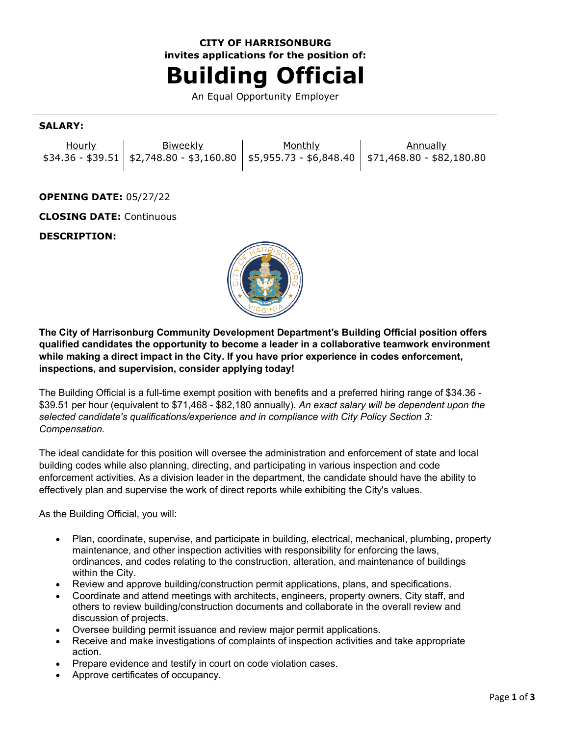**CITY OF HARRISONBURG**
**invites applications for the position of:**

# Building Official

An Equal Opportunity Employer

**SALARY:**

| Hourly | Biweekly | Monthly | Annually |
|---|---|---|---|
| $34.36 - $39.51 | $2,748.80 - $3,160.80 | $5,955.73 - $6,848.40 | $71,468.80 - $82,180.80 |

**OPENING DATE:** 05/27/22

**CLOSING DATE:** Continuous

**DESCRIPTION:**

**The City of Harrisonburg Community Development Department's Building Official position offers qualified candidates the opportunity to become a leader in a collaborative teamwork environment while making a direct impact in the City. If you have prior experience in codes enforcement, inspections, and supervision, consider applying today!**

The Building Official is a full-time exempt position with benefits and a preferred hiring range of $34.36 - $39.51 per hour (equivalent to $71,468 - $82,180 annually). *An exact salary will be dependent upon the selected candidate's qualifications/experience and in compliance with City Policy Section 3: Compensation.*

The ideal candidate for this position will oversee the administration and enforcement of state and local building codes while also planning, directing, and participating in various inspection and code enforcement activities. As a division leader in the department, the candidate should have the ability to effectively plan and supervise the work of direct reports while exhibiting the City's values.

As the Building Official, you will:

- Plan, coordinate, supervise, and participate in building, electrical, mechanical, plumbing, property maintenance, and other inspection activities with responsibility for enforcing the laws, ordinances, and codes relating to the construction, alteration, and maintenance of buildings within the City.
- Review and approve building/construction permit applications, plans, and specifications.
- Coordinate and attend meetings with architects, engineers, property owners, City staff, and others to review building/construction documents and collaborate in the overall review and discussion of projects.
- Oversee building permit issuance and review major permit applications.
- Receive and make investigations of complaints of inspection activities and take appropriate action.
- Prepare evidence and testify in court on code violation cases.
- Approve certificates of occupancy.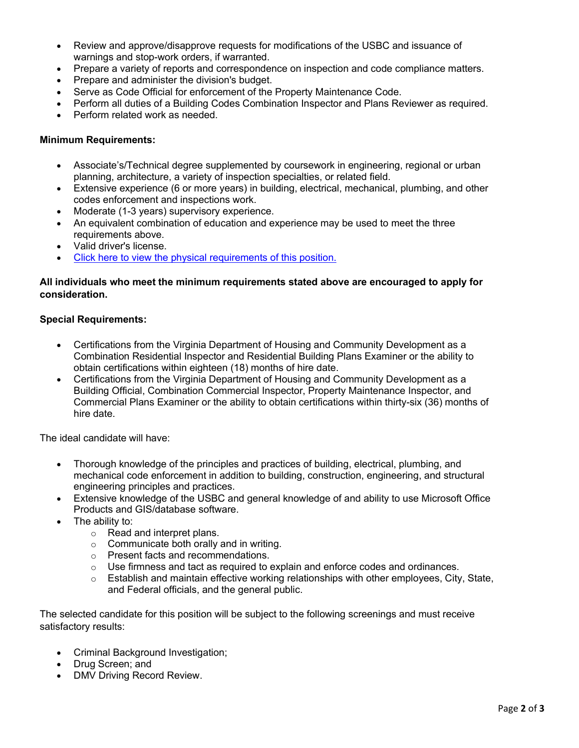- Review and approve/disapprove requests for modifications of the USBC and issuance of warnings and stop-work orders, if warranted.
- Prepare a variety of reports and correspondence on inspection and code compliance matters.
- Prepare and administer the division's budget.
- Serve as Code Official for enforcement of the Property Maintenance Code.
- Perform all duties of a Building Codes Combination Inspector and Plans Reviewer as required.
- Perform related work as needed.

**Minimum Requirements:**

- Associate's/Technical degree supplemented by coursework in engineering, regional or urban planning, architecture, a variety of inspection specialties, or related field.
- Extensive experience (6 or more years) in building, electrical, mechanical, plumbing, and other codes enforcement and inspections work.
- Moderate (1-3 years) supervisory experience.
- An equivalent combination of education and experience may be used to meet the three requirements above.
- Valid driver's license.
- Click here to view the physical requirements of this position.

**All individuals who meet the minimum requirements stated above are encouraged to apply for consideration.**

**Special Requirements:**

- Certifications from the Virginia Department of Housing and Community Development as a Combination Residential Inspector and Residential Building Plans Examiner or the ability to obtain certifications within eighteen (18) months of hire date.
- Certifications from the Virginia Department of Housing and Community Development as a Building Official, Combination Commercial Inspector, Property Maintenance Inspector, and Commercial Plans Examiner or the ability to obtain certifications within thirty-six (36) months of hire date.

The ideal candidate will have:

- Thorough knowledge of the principles and practices of building, electrical, plumbing, and mechanical code enforcement in addition to building, construction, engineering, and structural engineering principles and practices.
- Extensive knowledge of the USBC and general knowledge of and ability to use Microsoft Office Products and GIS/database software.
- The ability to:
  - Read and interpret plans.
  - Communicate both orally and in writing.
  - Present facts and recommendations.
  - Use firmness and tact as required to explain and enforce codes and ordinances.
  - Establish and maintain effective working relationships with other employees, City, State, and Federal officials, and the general public.

The selected candidate for this position will be subject to the following screenings and must receive satisfactory results:

- Criminal Background Investigation;
- Drug Screen; and
- DMV Driving Record Review.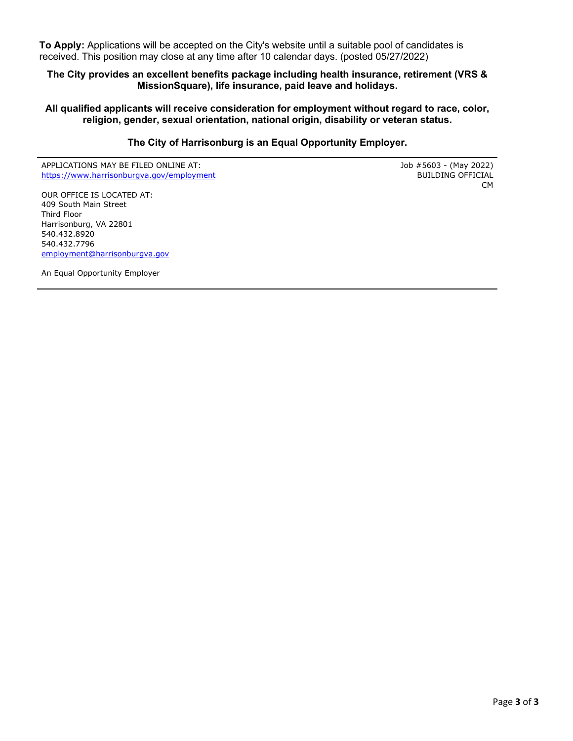**To Apply:** Applications will be accepted on the City's website until a suitable pool of candidates is received. This position may close at any time after 10 calendar days. (posted 05/27/2022)

**The City provides an excellent benefits package including health insurance, retirement (VRS & MissionSquare), life insurance, paid leave and holidays.**

**All qualified applicants will receive consideration for employment without regard to race, color, religion, gender, sexual orientation, national origin, disability or veteran status.**

**The City of Harrisonburg is an Equal Opportunity Employer.**

---

APPLICATIONS MAY BE FILED ONLINE AT:
https://www.harrisonburgva.gov/employment

Job #5603 - (May 2022)
BUILDING OFFICIAL
CM

OUR OFFICE IS LOCATED AT:
409 South Main Street
Third Floor
Harrisonburg, VA 22801
540.432.8920
540.432.7796
employment@harrisonburgva.gov

An Equal Opportunity Employer

---